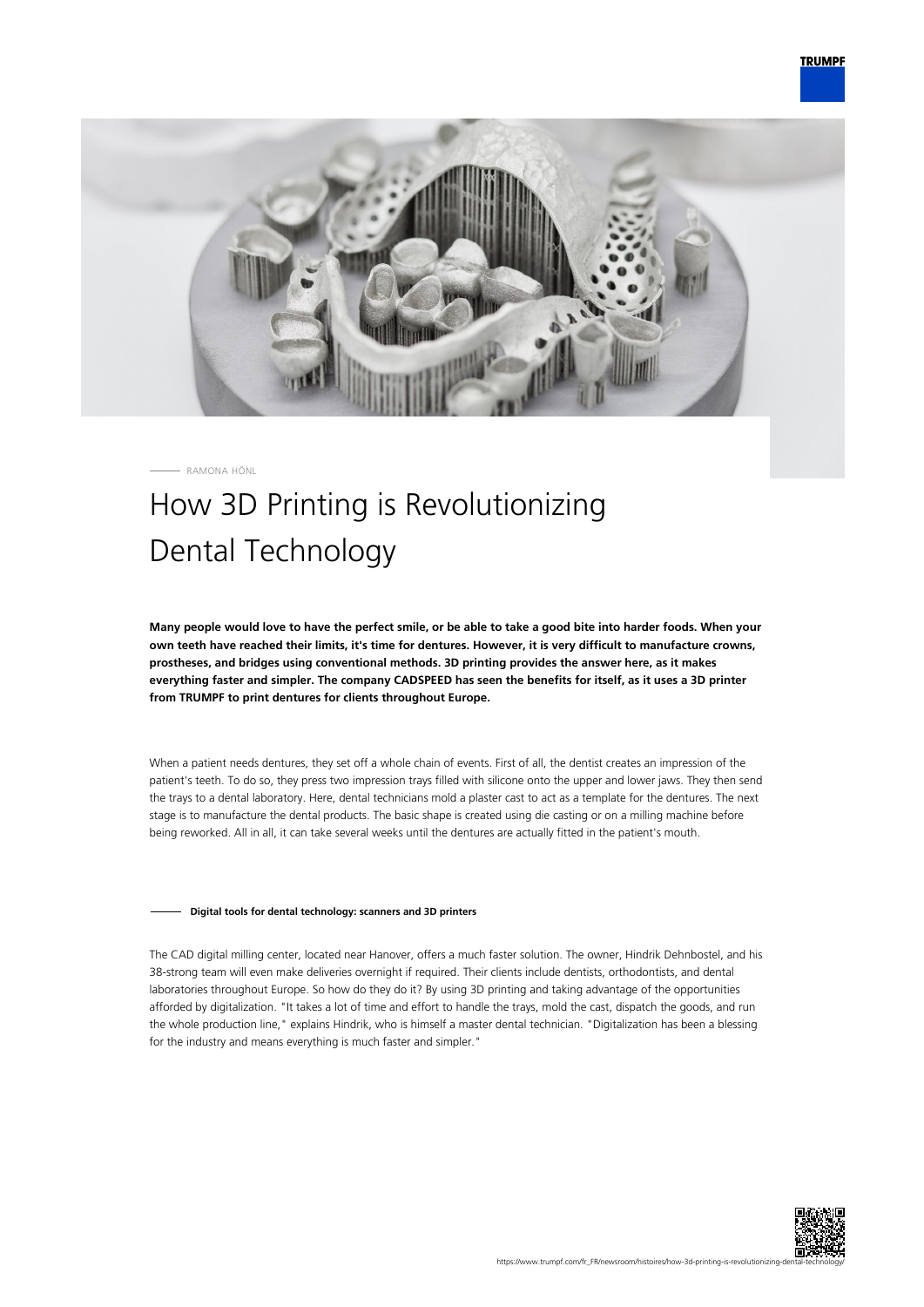RAMONA HÖNL

# How 3D Printing is Revolutionizing Dental Technology

**Many people would love to have the perfect smile, or be able to take a good bite into harder foods. When your own teeth have reached their limits, it's time for dentures. However, it is very difficult to manufacture crowns, prostheses, and bridges using conventional methods. 3D printing provides the answer here, as it makes everything faster and simpler. The company CADSPEED has seen the benefits for itself, as it uses a 3D printer from TRUMPF to print dentures for clients throughout Europe.**

When a patient needs dentures, they set off a whole chain of events. First of all, the dentist creates an impression of the patient's teeth. To do so, they press two impression trays filled with silicone onto the upper and lower jaws. They then send the trays to a dental laboratory. Here, dental technicians mold a plaster cast to act as a template for the dentures. The next stage is to manufacture the dental products. The basic shape is created using die casting or on a milling machine before being reworked. All in all, it can take several weeks until the dentures are actually fitted in the patient's mouth.

## Digital tools for dental technology: scanners and 3D printers

The CAD digital milling center, located near Hanover, offers a much faster solution. The owner, Hindrik Dehnbostel, and his 38-strong team will even make deliveries overnight if required. Their clients include dentists, orthodontists, and dental laboratories throughout Europe. So how do they do it? By using 3D printing and taking advantage of the opportunities afforded by digitalization. "It takes a lot of time and effort to handle the trays, mold the cast, dispatch the goods, and run the whole production line," explains Hindrik, who is himself a master dental technician. "Digitalization has been a blessing for the industry and means everything is much faster and simpler."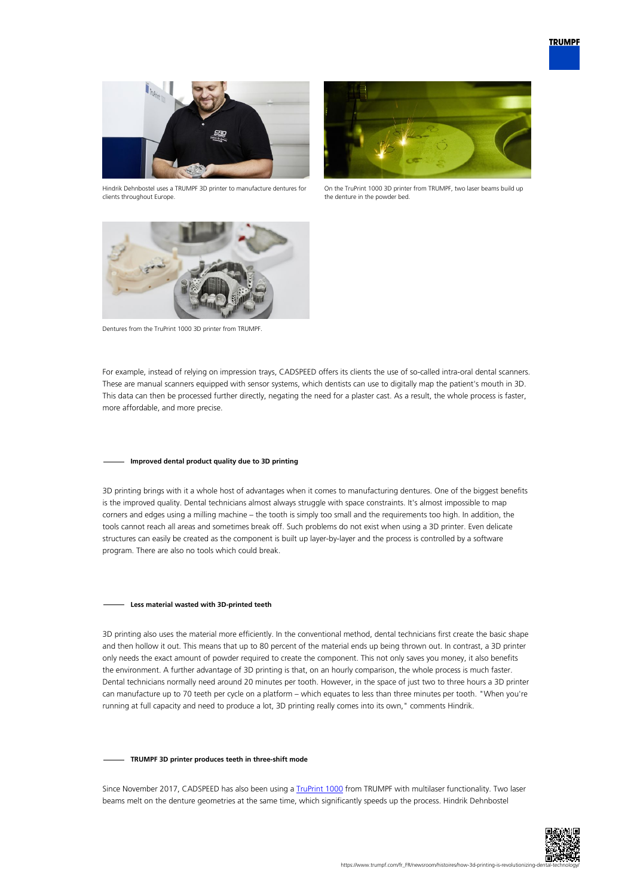Hindrik Dehnbostel uses a TRUMPF 3D printer to manufacture dentures for clients throughout Europe.

On the TruPrint 1000 3D printer from TRUMPF, two laser beams build up the denture in the powder bed.

Dentures from the TruPrint 1000 3D printer from TRUMPF.

For example, instead of relying on impression trays, CADSPEED offers its clients the use of so-called intra-oral dental scanners. These are manual scanners equipped with sensor systems, which dentists can use to digitally map the patient's mouth in 3D. This data can then be processed further directly, negating the need for a plaster cast. As a result, the whole process is faster, more affordable, and more precise.

### Improved dental product quality due to 3D printing

3D printing brings with it a whole host of advantages when it comes to manufacturing dentures. One of the biggest benefits is the improved quality. Dental technicians almost always struggle with space constraints. It's almost impossible to map corners and edges using a milling machine – the tooth is simply too small and the requirements too high. In addition, the tools cannot reach all areas and sometimes break off. Such problems do not exist when using a 3D printer. Even delicate structures can easily be created as the component is built up layer-by-layer and the process is controlled by a software program. There are also no tools which could break.

### Less material wasted with 3D-printed teeth

3D printing also uses the material more efficiently. In the conventional method, dental technicians first create the basic shape and then hollow it out. This means that up to 80 percent of the material ends up being thrown out. In contrast, a 3D printer only needs the exact amount of powder required to create the component. This not only saves you money, it also benefits the environment. A further advantage of 3D printing is that, on an hourly comparison, the whole process is much faster. Dental technicians normally need around 20 minutes per tooth. However, in the space of just two to three hours a 3D printer can manufacture up to 70 teeth per cycle on a platform – which equates to less than three minutes per tooth. "When you're running at full capacity and need to produce a lot, 3D printing really comes into its own," comments Hindrik.

### TRUMPF 3D printer produces teeth in three-shift mode

Since November 2017, CADSPEED has also been using a [TruPrint 1000](https://www.trumpf.com) from TRUMPF with multilaser functionality. Two laser beams melt on the denture geometries at the same time, which significantly speeds up the process. Hindrik Dehnbostel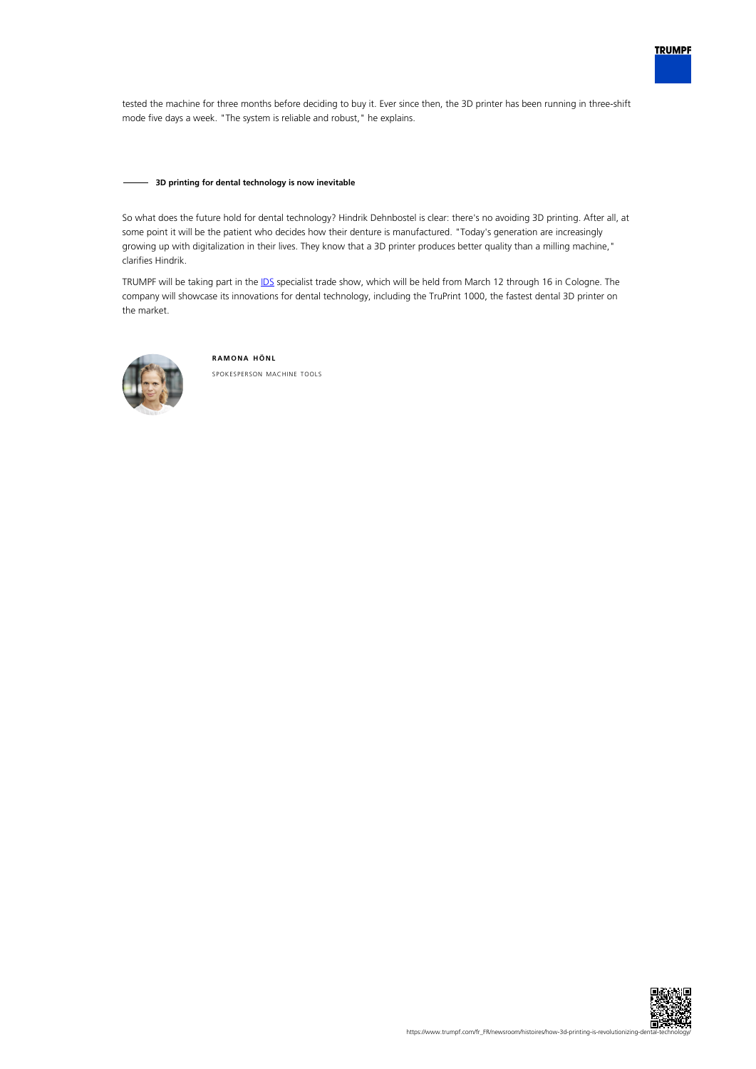tested the machine for three months before deciding to buy it. Ever since then, the 3D printer has been running in three-shift mode five days a week. "The system is reliable and robust," he explains.

### 3D printing for dental technology is now inevitable

So what does the future hold for dental technology? Hindrik Dehnbostel is clear: there's no avoiding 3D printing. After all, at some point it will be the patient who decides how their denture is manufactured. "Today's generation are increasingly growing up with digitalization in their lives. They know that a 3D printer produces better quality than a milling machine," clarifies Hindrik.

TRUMPF will be taking part in the IDS specialist trade show, which will be held from March 12 through 16 in Cologne. The company will showcase its innovations for dental technology, including the TruPrint 1000, the fastest dental 3D printer on the market.

**RAMONA HÖNL**

SPOKESPERSON MACHINE TOOLS